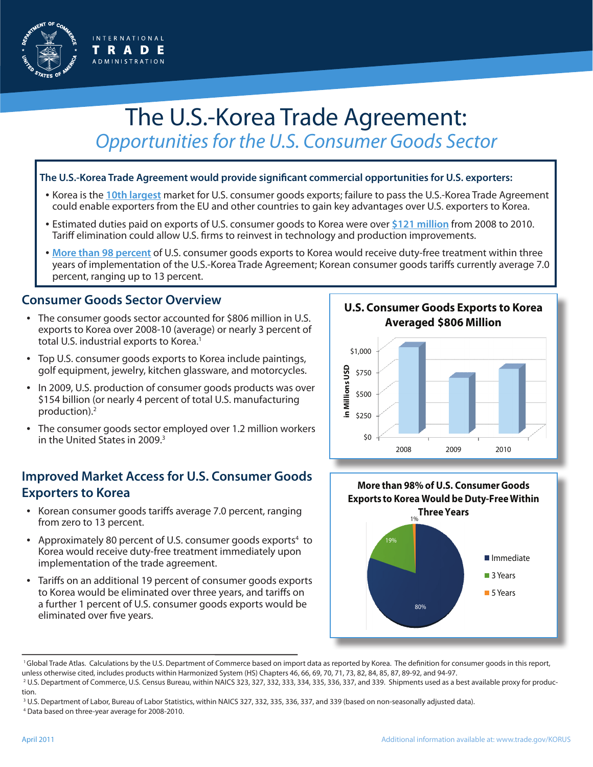INTERNATIONAL TRADE ADMINISTRATION

# The U.S.-Korea Trade Agreement:

## *Opportunities for the U.S. Consumer Goods Sector*

**The U.S.-Korea Trade Agreement would provide significant commercial opportunities for U.S. exporters:**

- Korea is the **10th largest** market for U.S. consumer goods exports; failure to pass the U.S.-Korea Trade Agreement could enable exporters from the EU and other countries to gain key advantages over U.S. exporters to Korea.
- Estimated duties paid on exports of U.S. consumer goods to Korea were over **$121 million** from 2008 to 2010. Tariff elimination could allow U.S. firms to reinvest in technology and production improvements.
- **More than 98 percent** of U.S. consumer goods exports to Korea would receive duty-free treatment within three years of implementation of the U.S.-Korea Trade Agreement; Korean consumer goods tariffs currently average 7.0 percent, ranging up to 13 percent.

## Consumer Goods Sector Overview

- The consumer goods sector accounted for $806 million in U.S. exports to Korea over 2008-10 (average) or nearly 3 percent of total U.S. industrial exports to Korea.[1]
- Top U.S. consumer goods exports to Korea include paintings, golf equipment, jewelry, kitchen glassware, and motorcycles.
- In 2009, U.S. production of consumer goods products was over $154 billion (or nearly 4 percent of total U.S. manufacturing production).[2]
- The consumer goods sector employed over 1.2 million workers in the United States in 2009.[3]

**U.S. Consumer Goods Exports to Korea Averaged $806 Million**

(Bar chart, in Millions USD: 2008, 2009, 2010; axis $0–$1,000)

## Improved Market Access for U.S. Consumer Goods Exporters to Korea

- Korean consumer goods tariffs average 7.0 percent, ranging from zero to 13 percent.
- Approximately 80 percent of U.S. consumer goods exports[4] to Korea would receive duty-free treatment immediately upon implementation of the trade agreement.
- Tariffs on an additional 19 percent of consumer goods exports to Korea would be eliminated over three years, and tariffs on a further 1 percent of U.S. consumer goods exports would be eliminated over five years.

**More than 98% of U.S. Consumer Goods Exports to Korea Would be Duty-Free Within Three Years**

| Staging | Share |
|---|---|
| Immediate | 80% |
| 3 Years | 19% |
| 5 Years | 1% |

---

[1] Global Trade Atlas. Calculations by the U.S. Department of Commerce based on import data as reported by Korea. The definition for consumer goods in this report, unless otherwise cited, includes products within Harmonized System (HS) Chapters 46, 66, 69, 70, 71, 73, 82, 84, 85, 87, 89-92, and 94-97.

[2] U.S. Department of Commerce, U.S. Census Bureau, within NAICS 323, 327, 332, 333, 334, 335, 336, 337, and 339. Shipments used as a best available proxy for production.

[3] U.S. Department of Labor, Bureau of Labor Statistics, within NAICS 327, 332, 335, 336, 337, and 339 (based on non-seasonally adjusted data).

[4] Data based on three-year average for 2008-2010.

April 2011

Additional information available at: www.trade.gov/KORUS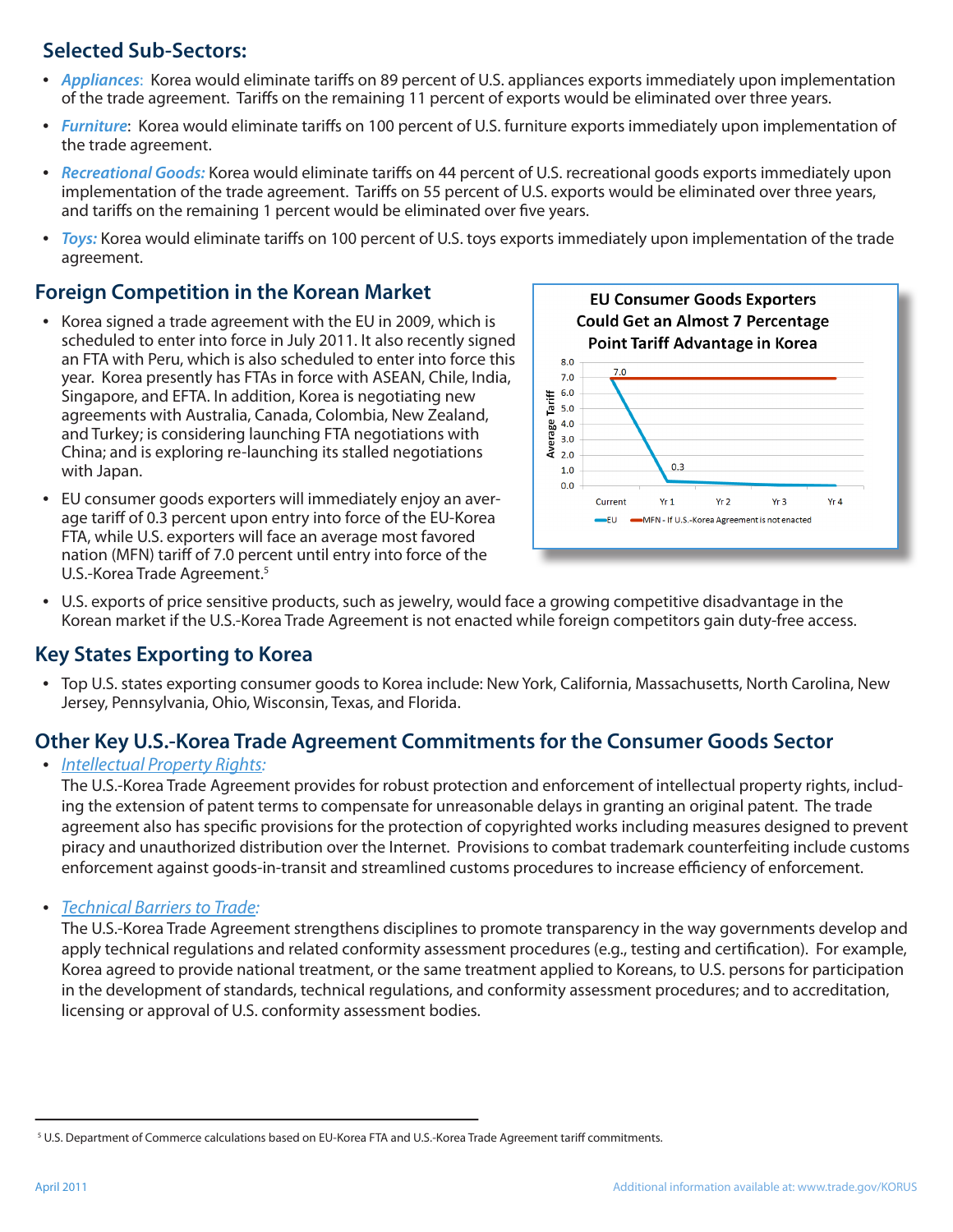## Selected Sub-Sectors:

- ***Appliances***: Korea would eliminate tariffs on 89 percent of U.S. appliances exports immediately upon implementation of the trade agreement. Tariffs on the remaining 11 percent of exports would be eliminated over three years.
- ***Furniture***: Korea would eliminate tariffs on 100 percent of U.S. furniture exports immediately upon implementation of the trade agreement.
- ***Recreational Goods:*** Korea would eliminate tariffs on 44 percent of U.S. recreational goods exports immediately upon implementation of the trade agreement. Tariffs on 55 percent of U.S. exports would be eliminated over three years, and tariffs on the remaining 1 percent would be eliminated over five years.
- ***Toys:*** Korea would eliminate tariffs on 100 percent of U.S. toys exports immediately upon implementation of the trade agreement.

## Foreign Competition in the Korean Market

- Korea signed a trade agreement with the EU in 2009, which is scheduled to enter into force in July 2011. It also recently signed an FTA with Peru, which is also scheduled to enter into force this year. Korea presently has FTAs in force with ASEAN, Chile, India, Singapore, and EFTA. In addition, Korea is negotiating new agreements with Australia, Canada, Colombia, New Zealand, and Turkey; is considering launching FTA negotiations with China; and is exploring re-launching its stalled negotiations with Japan.
- EU consumer goods exporters will immediately enjoy an average tariff of 0.3 percent upon entry into force of the EU-Korea FTA, while U.S. exporters will face an average most favored nation (MFN) tariff of 7.0 percent until entry into force of the U.S.-Korea Trade Agreement.[5]

**EU Consumer Goods Exporters Could Get an Almost 7 Percentage Point Tariff Advantage in Korea**

| Average Tariff | Current | Yr 1 | Yr 2 | Yr 3 | Yr 4 |
|---|---|---|---|---|---|
| EU | 7.0 | 0.3 | | | |
| MFN - If U.S.-Korea Agreement is not enacted | 7.0 | | | | |

- U.S. exports of price sensitive products, such as jewelry, would face a growing competitive disadvantage in the Korean market if the U.S.-Korea Trade Agreement is not enacted while foreign competitors gain duty-free access.

## Key States Exporting to Korea

- Top U.S. states exporting consumer goods to Korea include: New York, California, Massachusetts, North Carolina, New Jersey, Pennsylvania, Ohio, Wisconsin, Texas, and Florida.

## Other Key U.S.-Korea Trade Agreement Commitments for the Consumer Goods Sector

- *Intellectual Property Rights:*
  The U.S.-Korea Trade Agreement provides for robust protection and enforcement of intellectual property rights, including the extension of patent terms to compensate for unreasonable delays in granting an original patent. The trade agreement also has specific provisions for the protection of copyrighted works including measures designed to prevent piracy and unauthorized distribution over the Internet. Provisions to combat trademark counterfeiting include customs enforcement against goods-in-transit and streamlined customs procedures to increase efficiency of enforcement.

- *Technical Barriers to Trade:*
  The U.S.-Korea Trade Agreement strengthens disciplines to promote transparency in the way governments develop and apply technical regulations and related conformity assessment procedures (e.g., testing and certification). For example, Korea agreed to provide national treatment, or the same treatment applied to Koreans, to U.S. persons for participation in the development of standards, technical regulations, and conformity assessment procedures; and to accreditation, licensing or approval of U.S. conformity assessment bodies.

---

[5] U.S. Department of Commerce calculations based on EU-Korea FTA and U.S.-Korea Trade Agreement tariff commitments.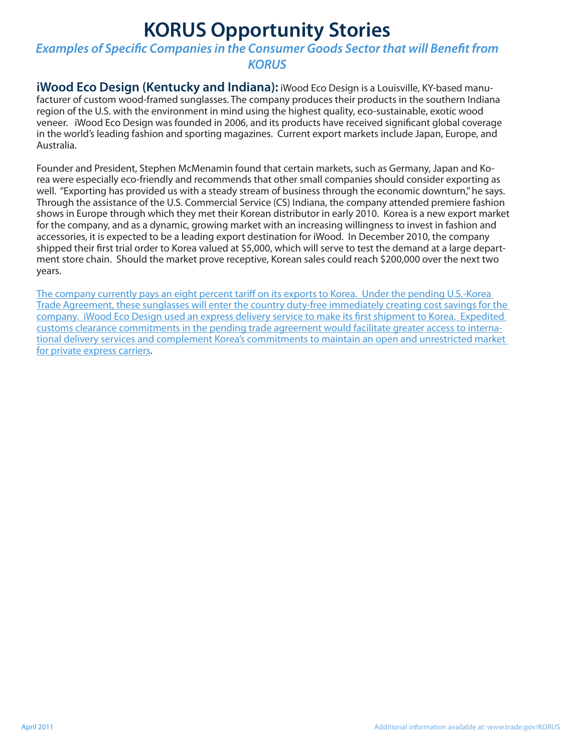# KORUS Opportunity Stories

## *Examples of Specific Companies in the Consumer Goods Sector that will Benefit from KORUS*

**iWood Eco Design (Kentucky and Indiana):** iWood Eco Design is a Louisville, KY-based manufacturer of custom wood-framed sunglasses. The company produces their products in the southern Indiana region of the U.S. with the environment in mind using the highest quality, eco-sustainable, exotic wood veneer. iWood Eco Design was founded in 2006, and its products have received significant global coverage in the world's leading fashion and sporting magazines. Current export markets include Japan, Europe, and Australia.

Founder and President, Stephen McMenamin found that certain markets, such as Germany, Japan and Korea were especially eco-friendly and recommends that other small companies should consider exporting as well. "Exporting has provided us with a steady stream of business through the economic downturn," he says. Through the assistance of the U.S. Commercial Service (CS) Indiana, the company attended premiere fashion shows in Europe through which they met their Korean distributor in early 2010. Korea is a new export market for the company, and as a dynamic, growing market with an increasing willingness to invest in fashion and accessories, it is expected to be a leading export destination for iWood. In December 2010, the company shipped their first trial order to Korea valued at $5,000, which will serve to test the demand at a large department store chain. Should the market prove receptive, Korean sales could reach $200,000 over the next two years.

The company currently pays an eight percent tariff on its exports to Korea. Under the pending U.S.-Korea Trade Agreement, these sunglasses will enter the country duty-free immediately creating cost savings for the company. iWood Eco Design used an express delivery service to make its first shipment to Korea. Expedited customs clearance commitments in the pending trade agreement would facilitate greater access to international delivery services and complement Korea's commitments to maintain an open and unrestricted market for private express carriers.

April 2011

Additional information available at: www.trade.gov/KORUS